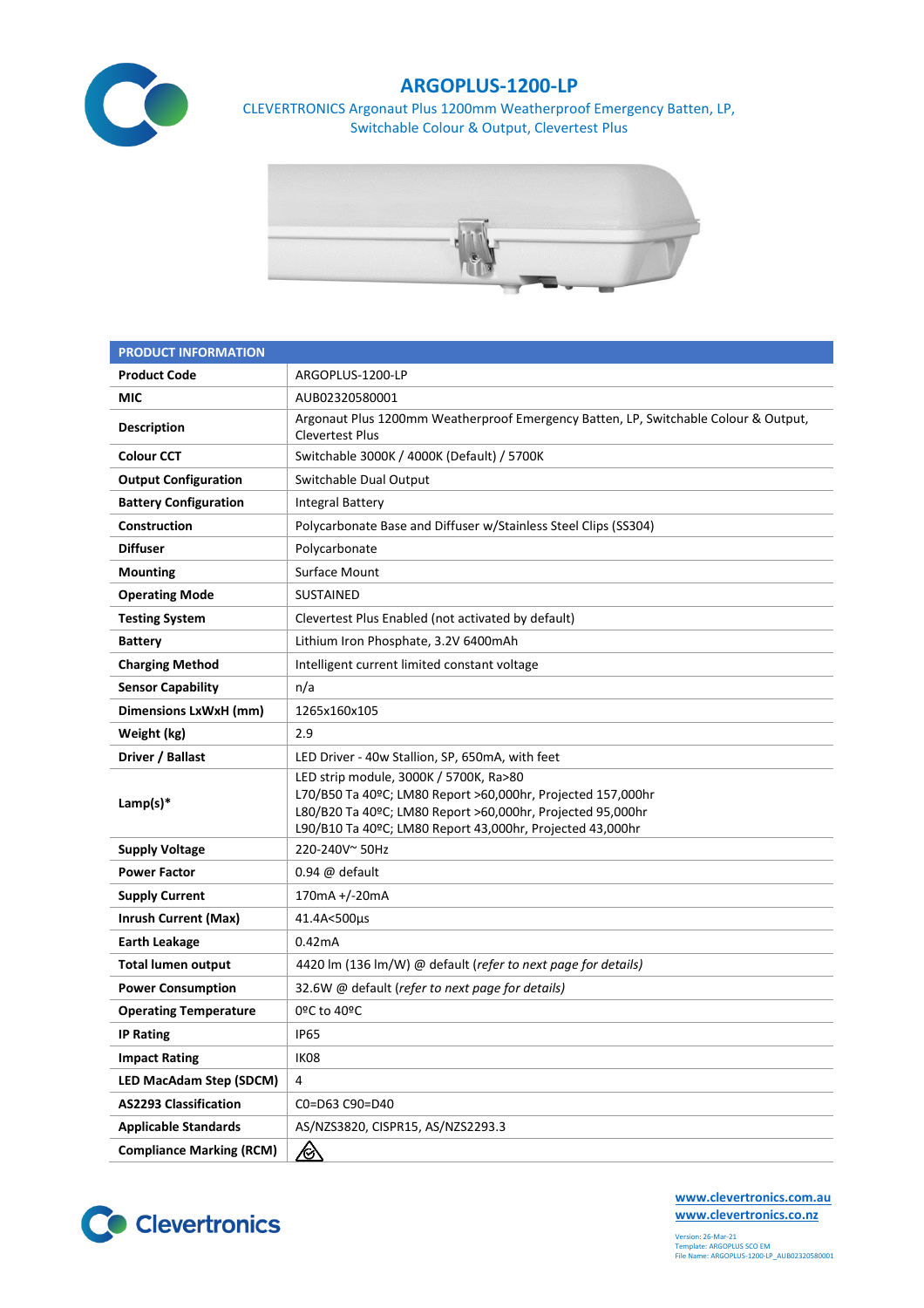# ARGOPLUS-1200-LP

CLEVERTRONICS Argonaut Plus 1200mm Weatherproof Emergency Batten, LP, Switchable Colour & Output, Clevertest Plus

| PRODUCT INFORMATION | |
|---|---|
| **Product Code** | ARGOPLUS-1200-LP |
| **MIC** | AUB02320580001 |
| **Description** | Argonaut Plus 1200mm Weatherproof Emergency Batten, LP, Switchable Colour & Output, Clevertest Plus |
| **Colour CCT** | Switchable 3000K / 4000K (Default) / 5700K |
| **Output Configuration** | Switchable Dual Output |
| **Battery Configuration** | Integral Battery |
| **Construction** | Polycarbonate Base and Diffuser w/Stainless Steel Clips (SS304) |
| **Diffuser** | Polycarbonate |
| **Mounting** | Surface Mount |
| **Operating Mode** | SUSTAINED |
| **Testing System** | Clevertest Plus Enabled (not activated by default) |
| **Battery** | Lithium Iron Phosphate, 3.2V 6400mAh |
| **Charging Method** | Intelligent current limited constant voltage |
| **Sensor Capability** | n/a |
| **Dimensions LxWxH (mm)** | 1265x160x105 |
| **Weight (kg)** | 2.9 |
| **Driver / Ballast** | LED Driver - 40w Stallion, SP, 650mA, with feet |
| **Lamp(s)*** | LED strip module, 3000K / 5700K, Ra>80<br>L70/B50 Ta 40ºC; LM80 Report >60,000hr, Projected 157,000hr<br>L80/B20 Ta 40ºC; LM80 Report >60,000hr, Projected 95,000hr<br>L90/B10 Ta 40ºC; LM80 Report 43,000hr, Projected 43,000hr |
| **Supply Voltage** | 220-240V~ 50Hz |
| **Power Factor** | 0.94 @ default |
| **Supply Current** | 170mA +/-20mA |
| **Inrush Current (Max)** | 41.4A<500µs |
| **Earth Leakage** | 0.42mA |
| **Total lumen output** | 4420 lm (136 lm/W) @ default (*refer to next page for details)* |
| **Power Consumption** | 32.6W @ default (*refer to next page for details)* |
| **Operating Temperature** | 0ºC to 40ºC |
| **IP Rating** | IP65 |
| **Impact Rating** | IK08 |
| **LED MacAdam Step (SDCM)** | 4 |
| **AS2293 Classification** | C0=D63 C90=D40 |
| **Applicable Standards** | AS/NZS3820, CISPR15, AS/NZS2293.3 |
| **Compliance Marking (RCM)** | |

www.clevertronics.com.au
www.clevertronics.co.nz

Version: 26-Mar-21
Template: ARGOPLUS SCO EM
File Name: ARGOPLUS-1200-LP_AUB02320580001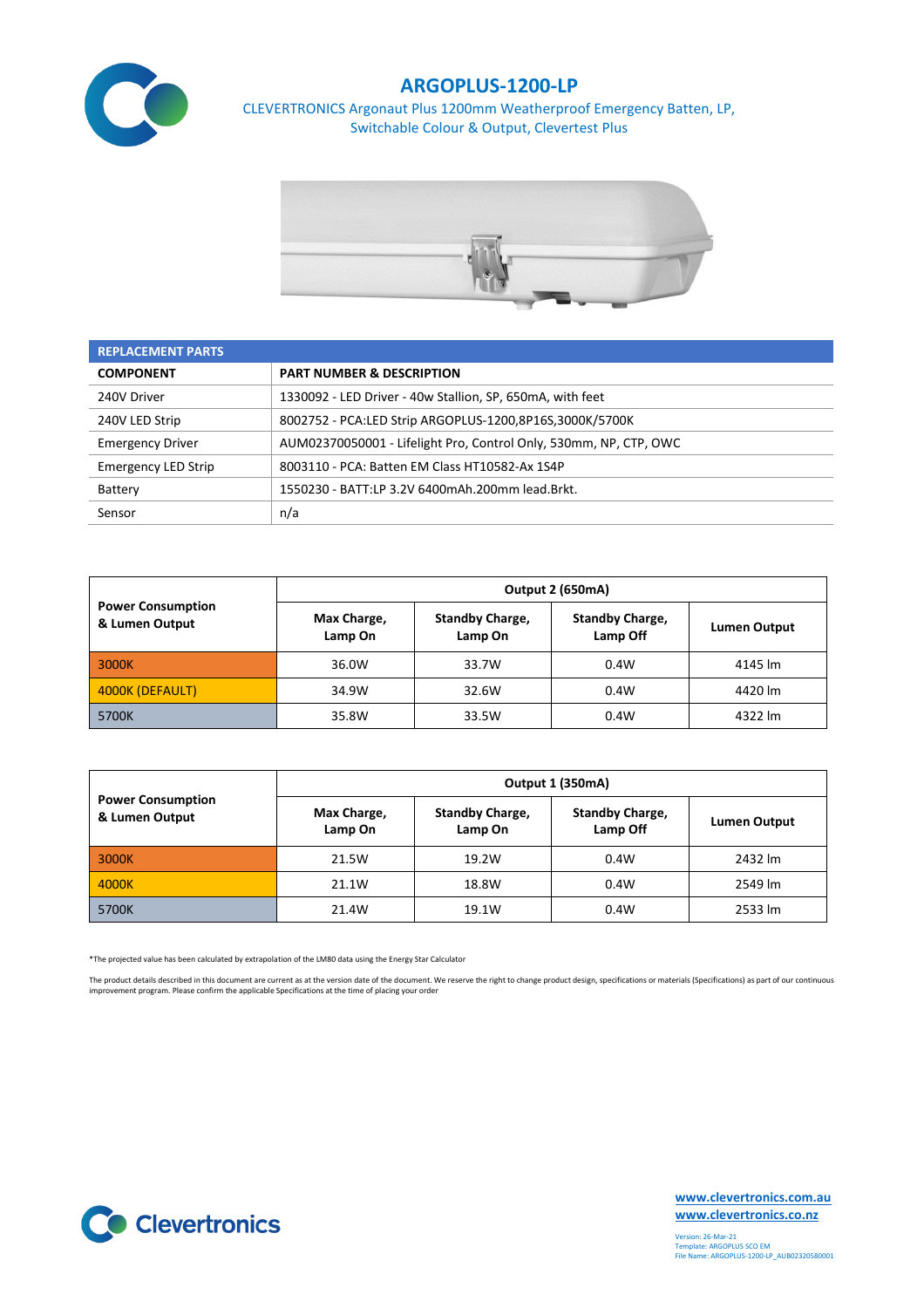# ARGOPLUS-1200-LP

CLEVERTRONICS Argonaut Plus 1200mm Weatherproof Emergency Batten, LP, Switchable Colour & Output, Clevertest Plus

| REPLACEMENT PARTS | |
|---|---|
| **COMPONENT** | **PART NUMBER & DESCRIPTION** |
| 240V Driver | 1330092 - LED Driver - 40w Stallion, SP, 650mA, with feet |
| 240V LED Strip | 8002752 - PCA:LED Strip ARGOPLUS-1200,8P16S,3000K/5700K |
| Emergency Driver | AUM02370050001 - Lifelight Pro, Control Only, 530mm, NP, CTP, OWC |
| Emergency LED Strip | 8003110 - PCA: Batten EM Class HT10582-Ax 1S4P |
| Battery | 1550230 - BATT:LP 3.2V 6400mAh.200mm lead.Brkt. |
| Sensor | n/a |

| Power Consumption & Lumen Output | Output 2 (650mA) | | | |
|---|---|---|---|---|
| | **Max Charge, Lamp On** | **Standby Charge, Lamp On** | **Standby Charge, Lamp Off** | **Lumen Output** |
| 3000K | 36.0W | 33.7W | 0.4W | 4145 lm |
| 4000K (DEFAULT) | 34.9W | 32.6W | 0.4W | 4420 lm |
| 5700K | 35.8W | 33.5W | 0.4W | 4322 lm |

| Power Consumption & Lumen Output | Output 1 (350mA) | | | |
|---|---|---|---|---|
| | **Max Charge, Lamp On** | **Standby Charge, Lamp On** | **Standby Charge, Lamp Off** | **Lumen Output** |
| 3000K | 21.5W | 19.2W | 0.4W | 2432 lm |
| 4000K | 21.1W | 18.8W | 0.4W | 2549 lm |
| 5700K | 21.4W | 19.1W | 0.4W | 2533 lm |

*The projected value has been calculated by extrapolation of the LM80 data using the Energy Star Calculator

The product details described in this document are current as at the version date of the document. We reserve the right to change product design, specifications or materials (Specifications) as part of our continuous improvement program. Please confirm the applicable Specifications at the time of placing your order

Clevertronics

www.clevertronics.com.au
www.clevertronics.co.nz

Version: 26-Mar-21
Template: ARGOPLUS SCO EM
File Name: ARGOPLUS-1200-LP_AUB02320580001